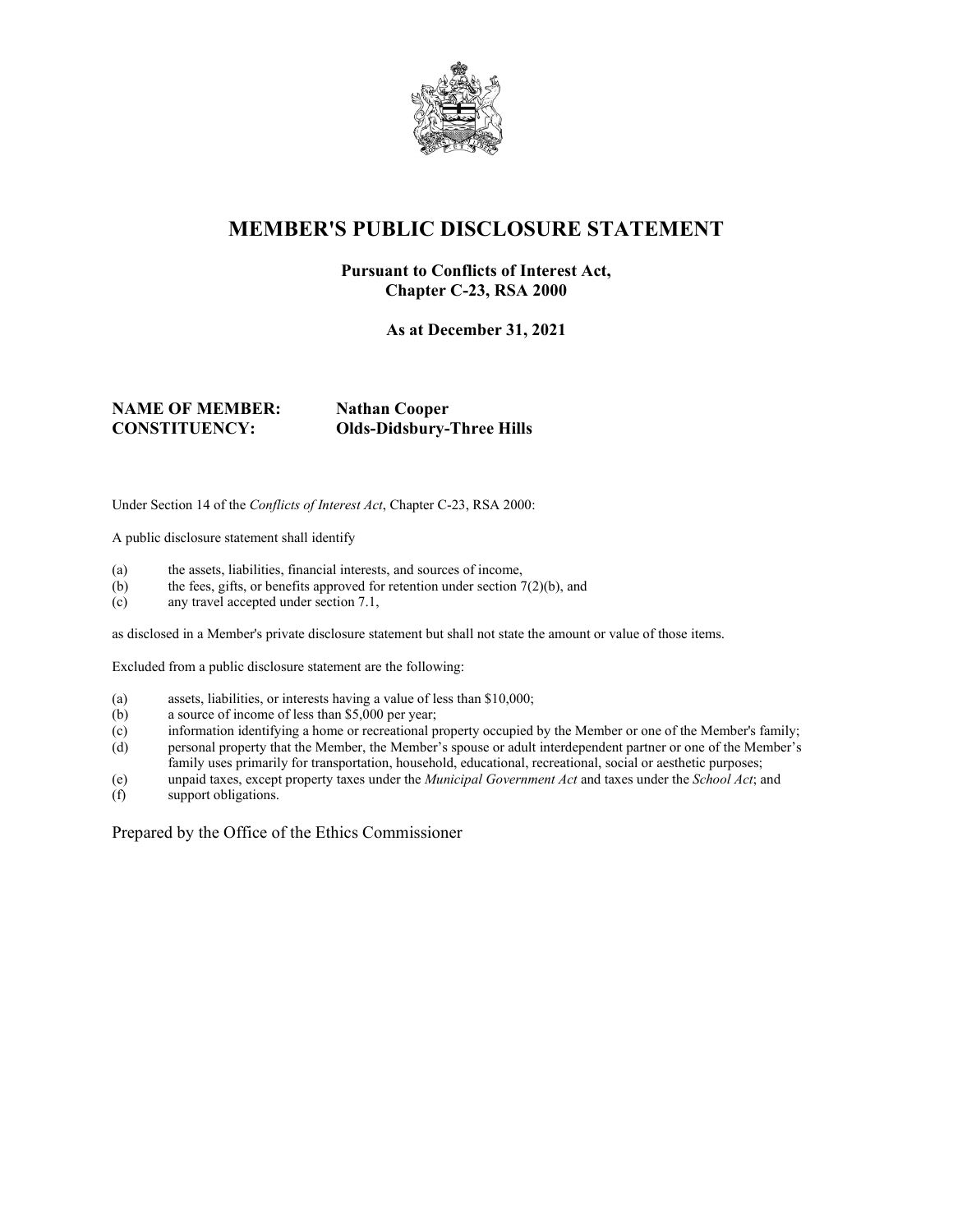# MEMBER'S PUBLIC DISCLOSURE STATEMENT

**Pursuant to Conflicts of Interest Act, Chapter C-23, RSA 2000**

**As at December 31, 2021**

**NAME OF MEMBER:** **Nathan Cooper**
**CONSTITUENCY:** **Olds-Didsbury-Three Hills**

Under Section 14 of the *Conflicts of Interest Act*, Chapter C-23, RSA 2000:

A public disclosure statement shall identify

(a) the assets, liabilities, financial interests, and sources of income,
(b) the fees, gifts, or benefits approved for retention under section 7(2)(b), and
(c) any travel accepted under section 7.1,

as disclosed in a Member's private disclosure statement but shall not state the amount or value of those items.

Excluded from a public disclosure statement are the following:

(a) assets, liabilities, or interests having a value of less than $10,000;
(b) a source of income of less than $5,000 per year;
(c) information identifying a home or recreational property occupied by the Member or one of the Member's family;
(d) personal property that the Member, the Member's spouse or adult interdependent partner or one of the Member's family uses primarily for transportation, household, educational, recreational, social or aesthetic purposes;
(e) unpaid taxes, except property taxes under the *Municipal Government Act* and taxes under the *School Act*; and
(f) support obligations.

Prepared by the Office of the Ethics Commissioner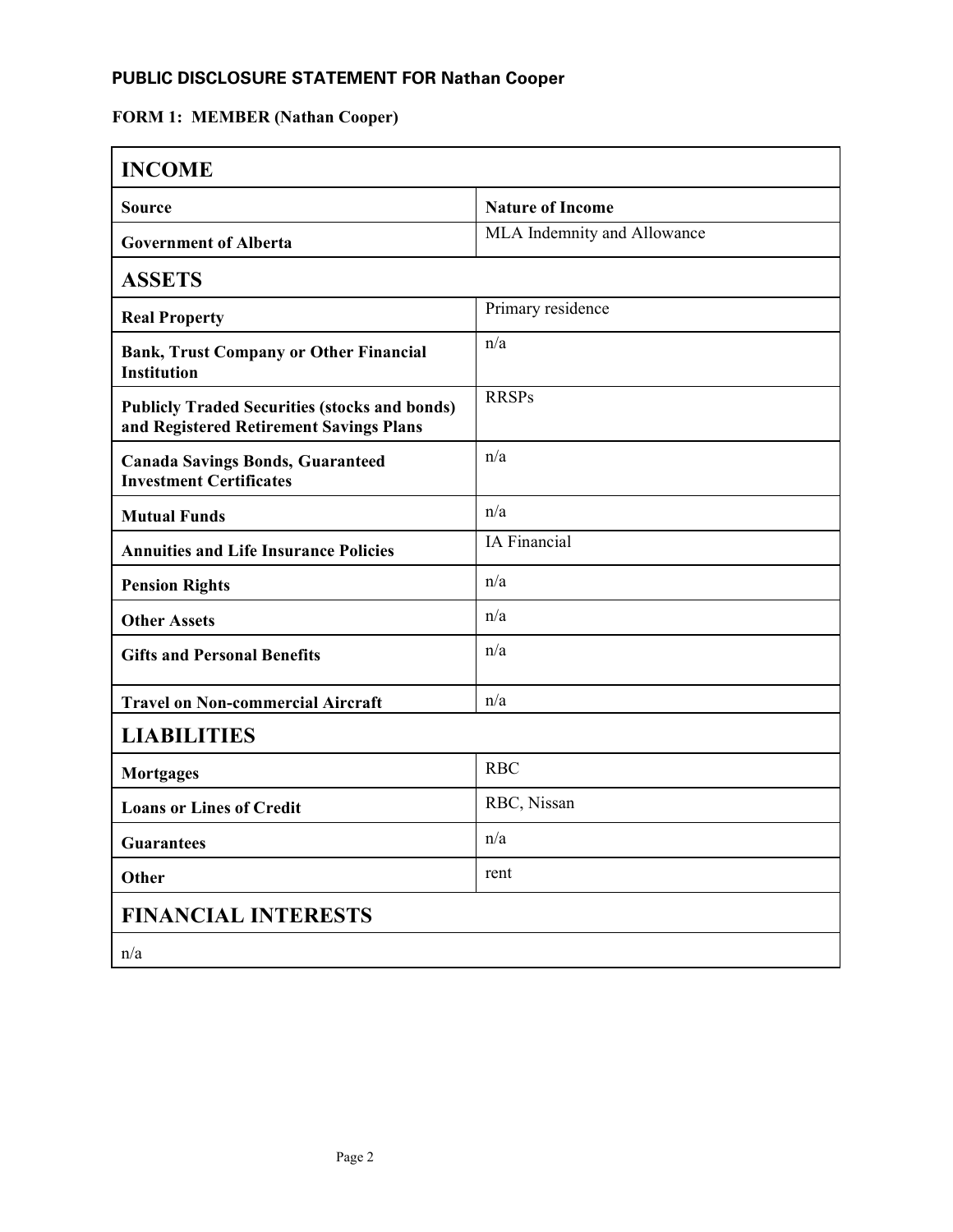## PUBLIC DISCLOSURE STATEMENT FOR Nathan Cooper

**FORM 1: MEMBER (Nathan Cooper)**

| **INCOME** | |
|---|---|
| **Source** | **Nature of Income** |
| **Government of Alberta** | MLA Indemnity and Allowance |
| **ASSETS** | |
| **Real Property** | Primary residence |
| **Bank, Trust Company or Other Financial Institution** | n/a |
| **Publicly Traded Securities (stocks and bonds) and Registered Retirement Savings Plans** | RRSPs |
| **Canada Savings Bonds, Guaranteed Investment Certificates** | n/a |
| **Mutual Funds** | n/a |
| **Annuities and Life Insurance Policies** | IA Financial |
| **Pension Rights** | n/a |
| **Other Assets** | n/a |
| **Gifts and Personal Benefits** | n/a |
| **Travel on Non-commercial Aircraft** | n/a |
| **LIABILITIES** | |
| **Mortgages** | RBC |
| **Loans or Lines of Credit** | RBC, Nissan |
| **Guarantees** | n/a |
| **Other** | rent |
| **FINANCIAL INTERESTS** | |
| n/a | |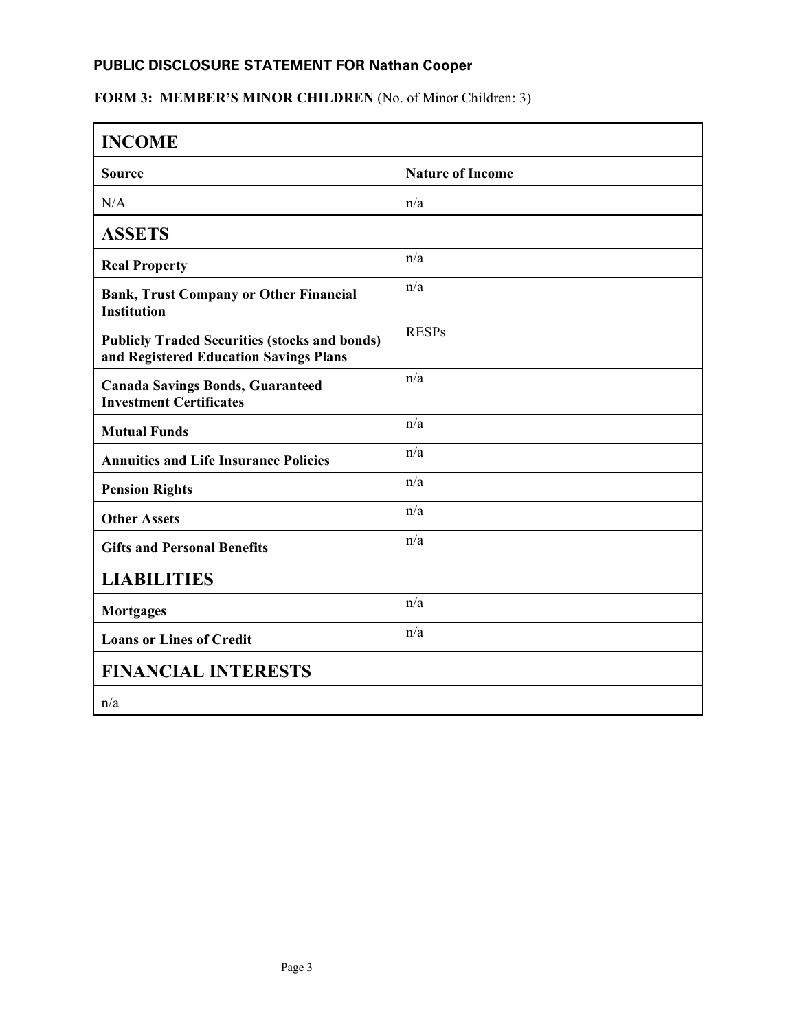## PUBLIC DISCLOSURE STATEMENT FOR Nathan Cooper

**FORM 3: MEMBER'S MINOR CHILDREN** (No. of Minor Children: 3)

| INCOME | |
|---|---|
| **Source** | **Nature of Income** |
| N/A | n/a |
| **ASSETS** | |
| **Real Property** | n/a |
| **Bank, Trust Company or Other Financial Institution** | n/a |
| **Publicly Traded Securities (stocks and bonds) and Registered Education Savings Plans** | RESPs |
| **Canada Savings Bonds, Guaranteed Investment Certificates** | n/a |
| **Mutual Funds** | n/a |
| **Annuities and Life Insurance Policies** | n/a |
| **Pension Rights** | n/a |
| **Other Assets** | n/a |
| **Gifts and Personal Benefits** | n/a |
| **LIABILITIES** | |
| **Mortgages** | n/a |
| **Loans or Lines of Credit** | n/a |
| **FINANCIAL INTERESTS** | |
| n/a | |